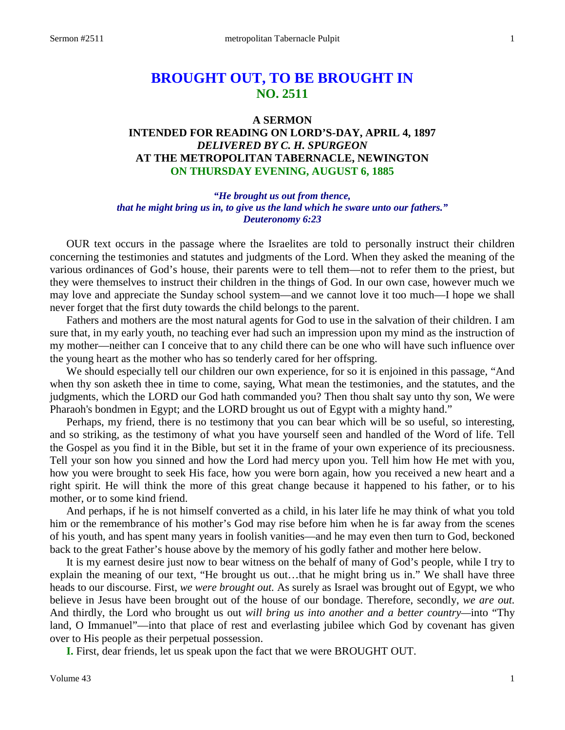# BROUGHT OUT, TO BE BROUGHT IN
## NO. 2511

### A SERMON
### INTENDED FOR READING ON LORD'S-DAY, APRIL 4, 1897
### *DELIVERED BY C. H. SPURGEON*
### AT THE METROPOLITAN TABERNACLE, NEWINGTON
### ON THURSDAY EVENING, AUGUST 6, 1885

*"He brought us out from thence,*
*that he might bring us in, to give us the land which he sware unto our fathers."*
*Deuteronomy 6:23*

OUR text occurs in the passage where the Israelites are told to personally instruct their children concerning the testimonies and statutes and judgments of the Lord. When they asked the meaning of the various ordinances of God's house, their parents were to tell them—not to refer them to the priest, but they were themselves to instruct their children in the things of God. In our own case, however much we may love and appreciate the Sunday school system—and we cannot love it too much—I hope we shall never forget that the first duty towards the child belongs to the parent.

Fathers and mothers are the most natural agents for God to use in the salvation of their children. I am sure that, in my early youth, no teaching ever had such an impression upon my mind as the instruction of my mother—neither can I conceive that to any child there can be one who will have such influence over the young heart as the mother who has so tenderly cared for her offspring.

We should especially tell our children our own experience, for so it is enjoined in this passage, "And when thy son asketh thee in time to come, saying, What mean the testimonies, and the statutes, and the judgments, which the LORD our God hath commanded you? Then thou shalt say unto thy son, We were Pharaoh's bondmen in Egypt; and the LORD brought us out of Egypt with a mighty hand."

Perhaps, my friend, there is no testimony that you can bear which will be so useful, so interesting, and so striking, as the testimony of what you have yourself seen and handled of the Word of life. Tell the Gospel as you find it in the Bible, but set it in the frame of your own experience of its preciousness. Tell your son how you sinned and how the Lord had mercy upon you. Tell him how He met with you, how you were brought to seek His face, how you were born again, how you received a new heart and a right spirit. He will think the more of this great change because it happened to his father, or to his mother, or to some kind friend.

And perhaps, if he is not himself converted as a child, in his later life he may think of what you told him or the remembrance of his mother's God may rise before him when he is far away from the scenes of his youth, and has spent many years in foolish vanities—and he may even then turn to God, beckoned back to the great Father's house above by the memory of his godly father and mother here below.

It is my earnest desire just now to bear witness on the behalf of many of God's people, while I try to explain the meaning of our text, "He brought us out…that he might bring us in." We shall have three heads to our discourse. First, *we were brought out.* As surely as Israel was brought out of Egypt, we who believe in Jesus have been brought out of the house of our bondage. Therefore, secondly, *we are out.* And thirdly, the Lord who brought us out *will bring us into another and a better country*—into "Thy land, O Immanuel"—into that place of rest and everlasting jubilee which God by covenant has given over to His people as their perpetual possession.

**I.** First, dear friends, let us speak upon the fact that we were BROUGHT OUT.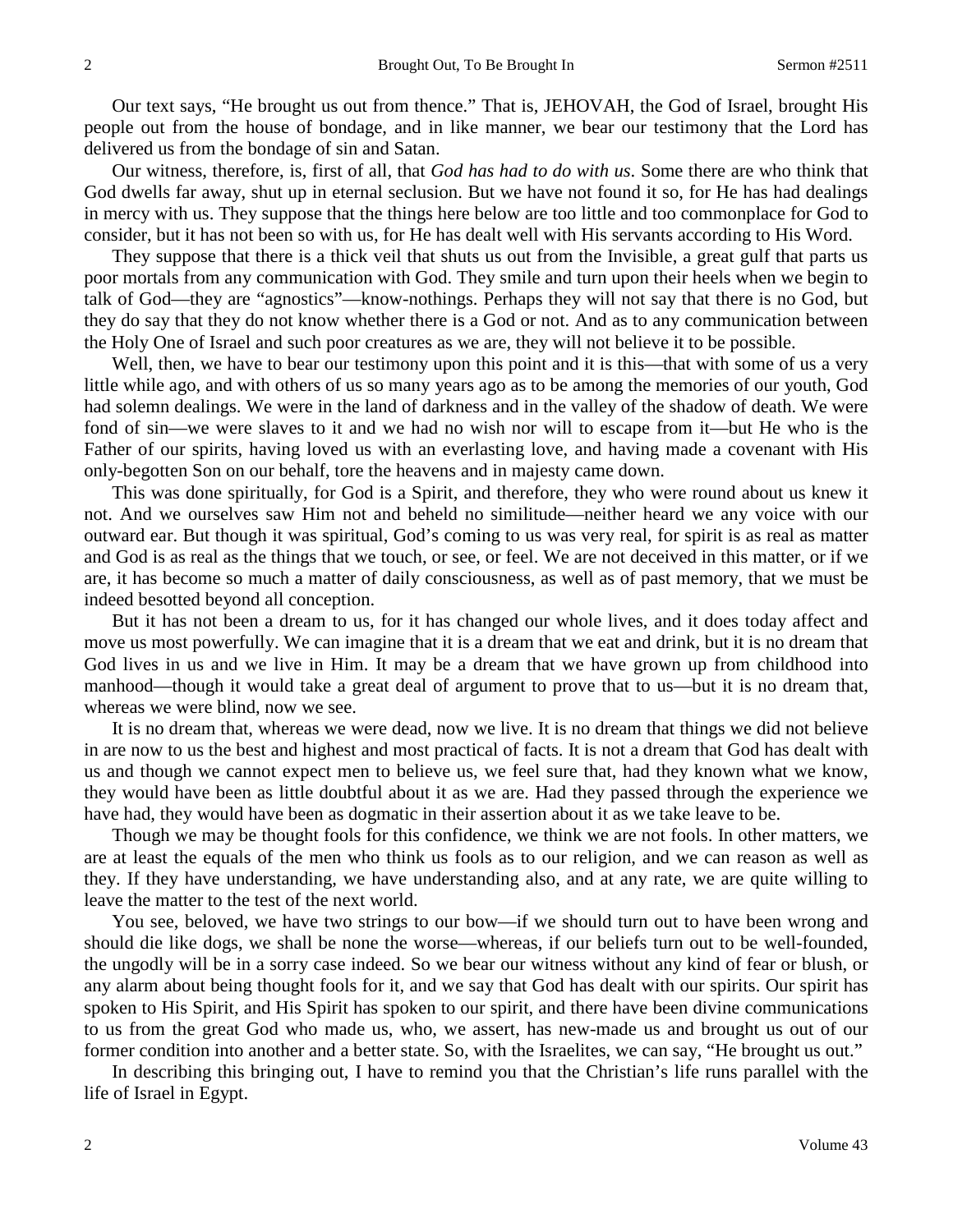Our text says, "He brought us out from thence." That is, JEHOVAH, the God of Israel, brought His people out from the house of bondage, and in like manner, we bear our testimony that the Lord has delivered us from the bondage of sin and Satan.

Our witness, therefore, is, first of all, that *God has had to do with us*. Some there are who think that God dwells far away, shut up in eternal seclusion. But we have not found it so, for He has had dealings in mercy with us. They suppose that the things here below are too little and too commonplace for God to consider, but it has not been so with us, for He has dealt well with His servants according to His Word.

They suppose that there is a thick veil that shuts us out from the Invisible, a great gulf that parts us poor mortals from any communication with God. They smile and turn upon their heels when we begin to talk of God—they are "agnostics"—know-nothings. Perhaps they will not say that there is no God, but they do say that they do not know whether there is a God or not. And as to any communication between the Holy One of Israel and such poor creatures as we are, they will not believe it to be possible.

Well, then, we have to bear our testimony upon this point and it is this—that with some of us a very little while ago, and with others of us so many years ago as to be among the memories of our youth, God had solemn dealings. We were in the land of darkness and in the valley of the shadow of death. We were fond of sin—we were slaves to it and we had no wish nor will to escape from it—but He who is the Father of our spirits, having loved us with an everlasting love, and having made a covenant with His only-begotten Son on our behalf, tore the heavens and in majesty came down.

This was done spiritually, for God is a Spirit, and therefore, they who were round about us knew it not. And we ourselves saw Him not and beheld no similitude—neither heard we any voice with our outward ear. But though it was spiritual, God's coming to us was very real, for spirit is as real as matter and God is as real as the things that we touch, or see, or feel. We are not deceived in this matter, or if we are, it has become so much a matter of daily consciousness, as well as of past memory, that we must be indeed besotted beyond all conception.

But it has not been a dream to us, for it has changed our whole lives, and it does today affect and move us most powerfully. We can imagine that it is a dream that we eat and drink, but it is no dream that God lives in us and we live in Him. It may be a dream that we have grown up from childhood into manhood—though it would take a great deal of argument to prove that to us—but it is no dream that, whereas we were blind, now we see.

It is no dream that, whereas we were dead, now we live. It is no dream that things we did not believe in are now to us the best and highest and most practical of facts. It is not a dream that God has dealt with us and though we cannot expect men to believe us, we feel sure that, had they known what we know, they would have been as little doubtful about it as we are. Had they passed through the experience we have had, they would have been as dogmatic in their assertion about it as we take leave to be.

Though we may be thought fools for this confidence, we think we are not fools. In other matters, we are at least the equals of the men who think us fools as to our religion, and we can reason as well as they. If they have understanding, we have understanding also, and at any rate, we are quite willing to leave the matter to the test of the next world.

You see, beloved, we have two strings to our bow—if we should turn out to have been wrong and should die like dogs, we shall be none the worse—whereas, if our beliefs turn out to be well-founded, the ungodly will be in a sorry case indeed. So we bear our witness without any kind of fear or blush, or any alarm about being thought fools for it, and we say that God has dealt with our spirits. Our spirit has spoken to His Spirit, and His Spirit has spoken to our spirit, and there have been divine communications to us from the great God who made us, who, we assert, has new-made us and brought us out of our former condition into another and a better state. So, with the Israelites, we can say, "He brought us out."

In describing this bringing out, I have to remind you that the Christian's life runs parallel with the life of Israel in Egypt.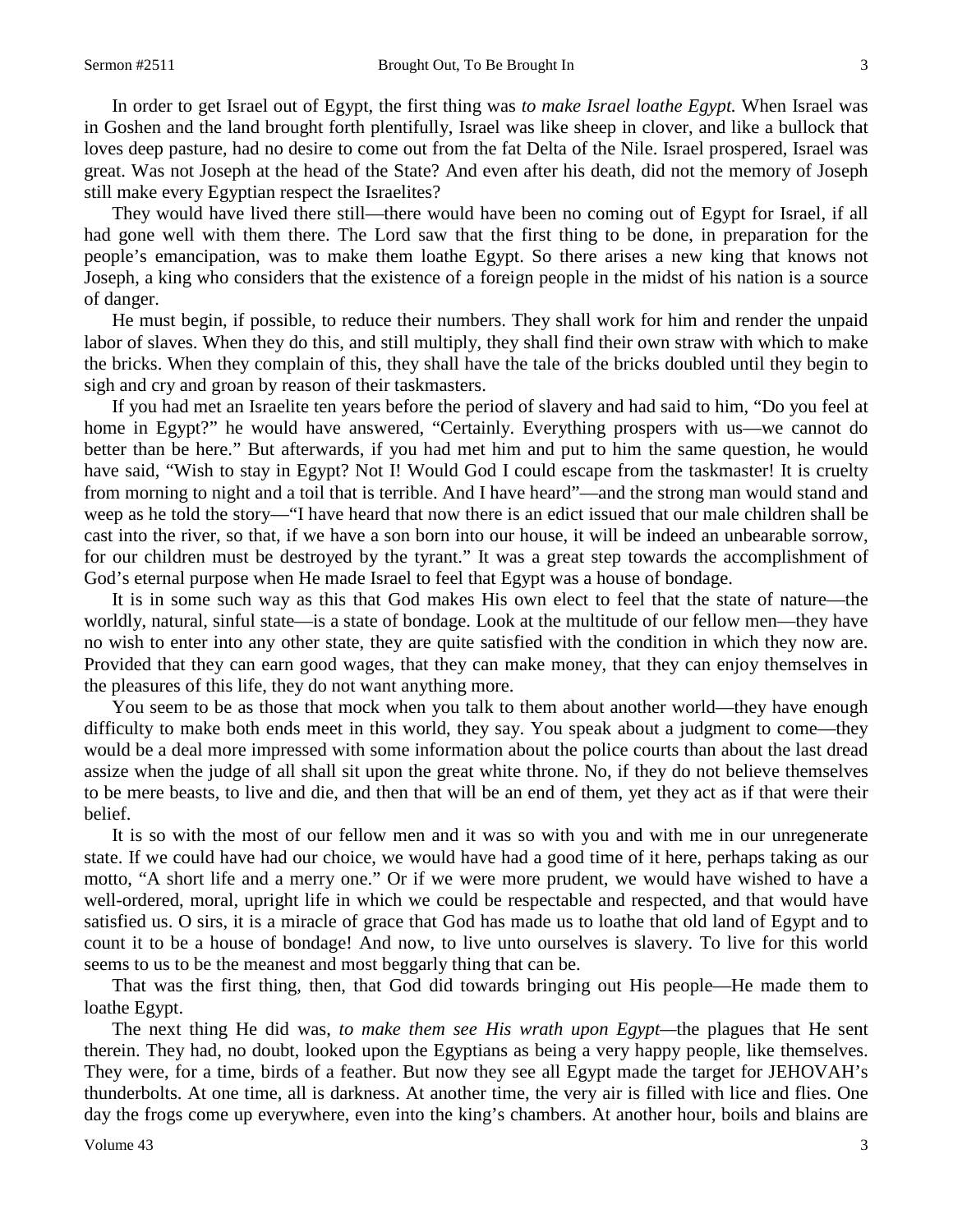In order to get Israel out of Egypt, the first thing was *to make Israel loathe Egypt.* When Israel was in Goshen and the land brought forth plentifully, Israel was like sheep in clover, and like a bullock that loves deep pasture, had no desire to come out from the fat Delta of the Nile. Israel prospered, Israel was great. Was not Joseph at the head of the State? And even after his death, did not the memory of Joseph still make every Egyptian respect the Israelites?

They would have lived there still—there would have been no coming out of Egypt for Israel, if all had gone well with them there. The Lord saw that the first thing to be done, in preparation for the people's emancipation, was to make them loathe Egypt. So there arises a new king that knows not Joseph, a king who considers that the existence of a foreign people in the midst of his nation is a source of danger.

He must begin, if possible, to reduce their numbers. They shall work for him and render the unpaid labor of slaves. When they do this, and still multiply, they shall find their own straw with which to make the bricks. When they complain of this, they shall have the tale of the bricks doubled until they begin to sigh and cry and groan by reason of their taskmasters.

If you had met an Israelite ten years before the period of slavery and had said to him, "Do you feel at home in Egypt?" he would have answered, "Certainly. Everything prospers with us—we cannot do better than be here." But afterwards, if you had met him and put to him the same question, he would have said, "Wish to stay in Egypt? Not I! Would God I could escape from the taskmaster! It is cruelty from morning to night and a toil that is terrible. And I have heard"—and the strong man would stand and weep as he told the story—"I have heard that now there is an edict issued that our male children shall be cast into the river, so that, if we have a son born into our house, it will be indeed an unbearable sorrow, for our children must be destroyed by the tyrant." It was a great step towards the accomplishment of God's eternal purpose when He made Israel to feel that Egypt was a house of bondage.

It is in some such way as this that God makes His own elect to feel that the state of nature—the worldly, natural, sinful state—is a state of bondage. Look at the multitude of our fellow men—they have no wish to enter into any other state, they are quite satisfied with the condition in which they now are. Provided that they can earn good wages, that they can make money, that they can enjoy themselves in the pleasures of this life, they do not want anything more.

You seem to be as those that mock when you talk to them about another world—they have enough difficulty to make both ends meet in this world, they say. You speak about a judgment to come—they would be a deal more impressed with some information about the police courts than about the last dread assize when the judge of all shall sit upon the great white throne. No, if they do not believe themselves to be mere beasts, to live and die, and then that will be an end of them, yet they act as if that were their belief.

It is so with the most of our fellow men and it was so with you and with me in our unregenerate state. If we could have had our choice, we would have had a good time of it here, perhaps taking as our motto, "A short life and a merry one." Or if we were more prudent, we would have wished to have a well-ordered, moral, upright life in which we could be respectable and respected, and that would have satisfied us. O sirs, it is a miracle of grace that God has made us to loathe that old land of Egypt and to count it to be a house of bondage! And now, to live unto ourselves is slavery. To live for this world seems to us to be the meanest and most beggarly thing that can be.

That was the first thing, then, that God did towards bringing out His people—He made them to loathe Egypt.

The next thing He did was, *to make them see His wrath upon Egypt*—the plagues that He sent therein. They had, no doubt, looked upon the Egyptians as being a very happy people, like themselves. They were, for a time, birds of a feather. But now they see all Egypt made the target for JEHOVAH's thunderbolts. At one time, all is darkness. At another time, the very air is filled with lice and flies. One day the frogs come up everywhere, even into the king's chambers. At another hour, boils and blains are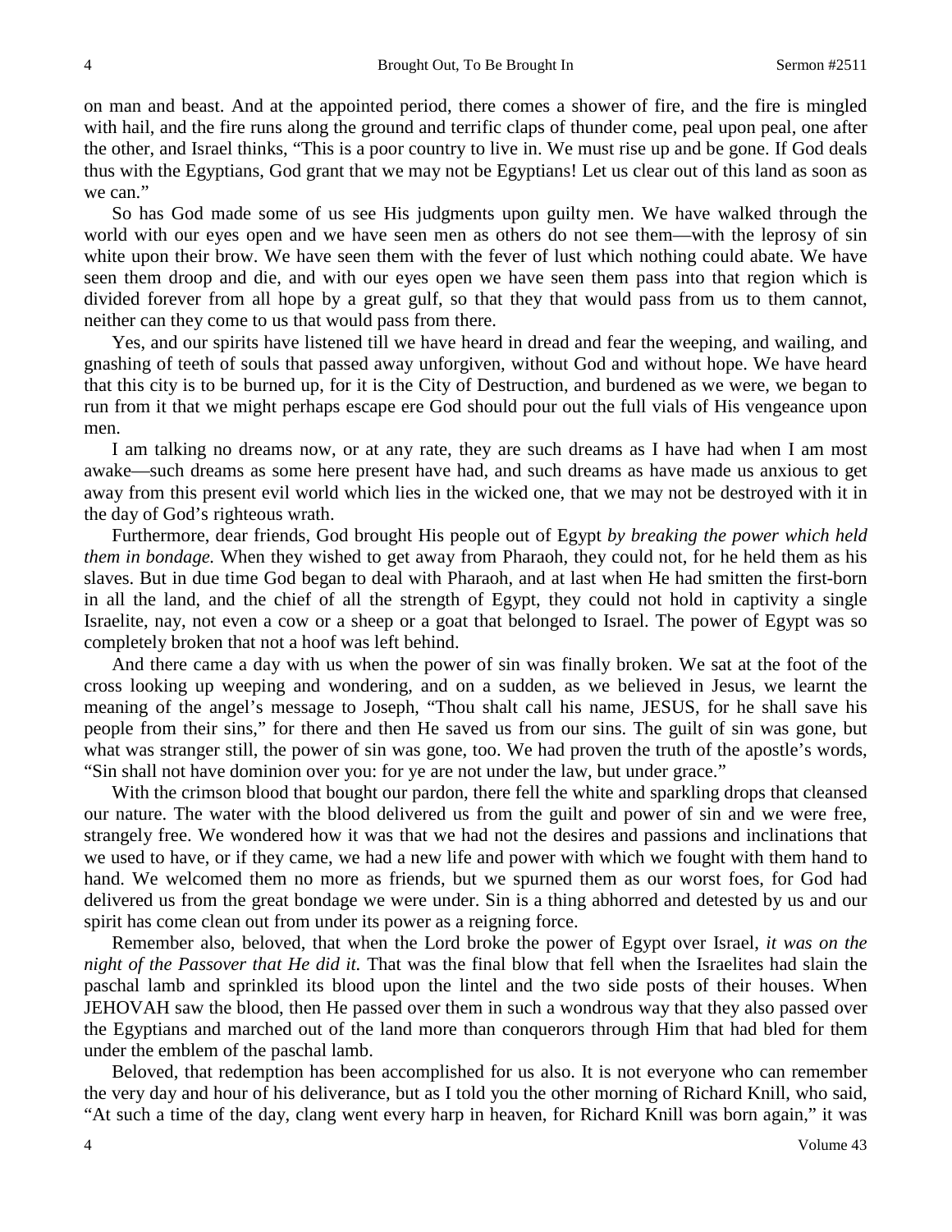on man and beast. And at the appointed period, there comes a shower of fire, and the fire is mingled with hail, and the fire runs along the ground and terrific claps of thunder come, peal upon peal, one after the other, and Israel thinks, "This is a poor country to live in. We must rise up and be gone. If God deals thus with the Egyptians, God grant that we may not be Egyptians! Let us clear out of this land as soon as we can."

So has God made some of us see His judgments upon guilty men. We have walked through the world with our eyes open and we have seen men as others do not see them—with the leprosy of sin white upon their brow. We have seen them with the fever of lust which nothing could abate. We have seen them droop and die, and with our eyes open we have seen them pass into that region which is divided forever from all hope by a great gulf, so that they that would pass from us to them cannot, neither can they come to us that would pass from there.

Yes, and our spirits have listened till we have heard in dread and fear the weeping, and wailing, and gnashing of teeth of souls that passed away unforgiven, without God and without hope. We have heard that this city is to be burned up, for it is the City of Destruction, and burdened as we were, we began to run from it that we might perhaps escape ere God should pour out the full vials of His vengeance upon men.

I am talking no dreams now, or at any rate, they are such dreams as I have had when I am most awake—such dreams as some here present have had, and such dreams as have made us anxious to get away from this present evil world which lies in the wicked one, that we may not be destroyed with it in the day of God's righteous wrath.

Furthermore, dear friends, God brought His people out of Egypt *by breaking the power which held them in bondage.* When they wished to get away from Pharaoh, they could not, for he held them as his slaves. But in due time God began to deal with Pharaoh, and at last when He had smitten the first-born in all the land, and the chief of all the strength of Egypt, they could not hold in captivity a single Israelite, nay, not even a cow or a sheep or a goat that belonged to Israel. The power of Egypt was so completely broken that not a hoof was left behind.

And there came a day with us when the power of sin was finally broken. We sat at the foot of the cross looking up weeping and wondering, and on a sudden, as we believed in Jesus, we learnt the meaning of the angel's message to Joseph, "Thou shalt call his name, JESUS, for he shall save his people from their sins," for there and then He saved us from our sins. The guilt of sin was gone, but what was stranger still, the power of sin was gone, too. We had proven the truth of the apostle's words, "Sin shall not have dominion over you: for ye are not under the law, but under grace."

With the crimson blood that bought our pardon, there fell the white and sparkling drops that cleansed our nature. The water with the blood delivered us from the guilt and power of sin and we were free, strangely free. We wondered how it was that we had not the desires and passions and inclinations that we used to have, or if they came, we had a new life and power with which we fought with them hand to hand. We welcomed them no more as friends, but we spurned them as our worst foes, for God had delivered us from the great bondage we were under. Sin is a thing abhorred and detested by us and our spirit has come clean out from under its power as a reigning force.

Remember also, beloved, that when the Lord broke the power of Egypt over Israel, *it was on the night of the Passover that He did it.* That was the final blow that fell when the Israelites had slain the paschal lamb and sprinkled its blood upon the lintel and the two side posts of their houses. When JEHOVAH saw the blood, then He passed over them in such a wondrous way that they also passed over the Egyptians and marched out of the land more than conquerors through Him that had bled for them under the emblem of the paschal lamb.

Beloved, that redemption has been accomplished for us also. It is not everyone who can remember the very day and hour of his deliverance, but as I told you the other morning of Richard Knill, who said, "At such a time of the day, clang went every harp in heaven, for Richard Knill was born again," it was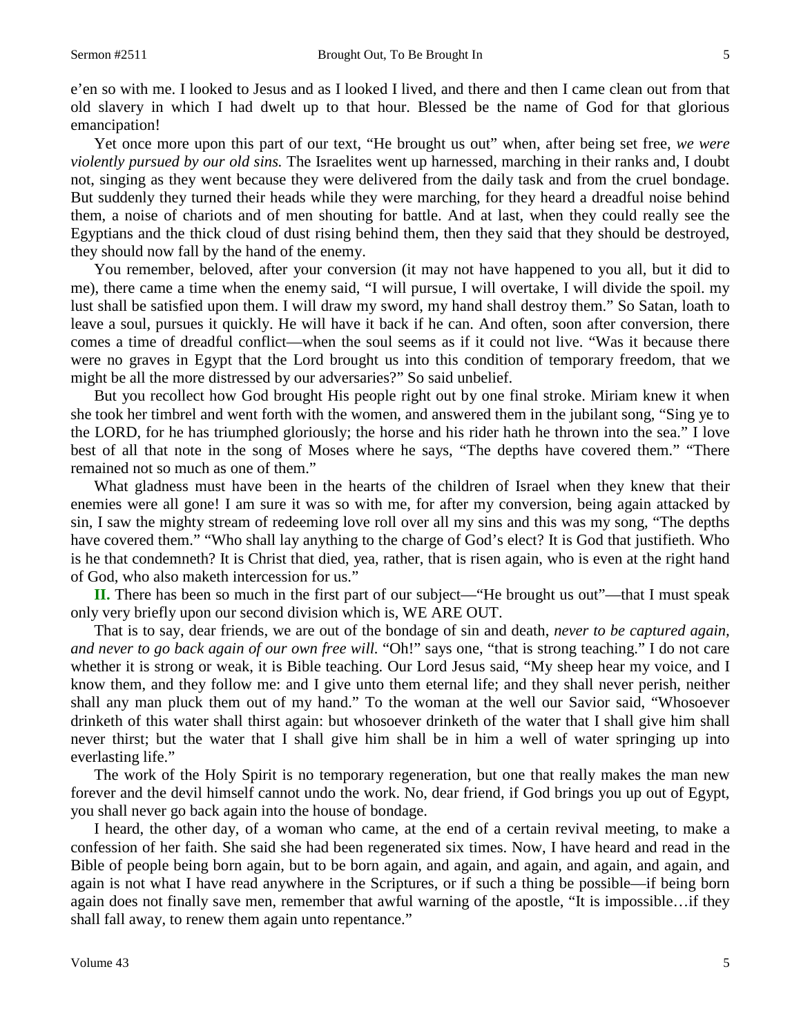e'en so with me. I looked to Jesus and as I looked I lived, and there and then I came clean out from that old slavery in which I had dwelt up to that hour. Blessed be the name of God for that glorious emancipation!

Yet once more upon this part of our text, "He brought us out" when, after being set free, *we were violently pursued by our old sins.* The Israelites went up harnessed, marching in their ranks and, I doubt not, singing as they went because they were delivered from the daily task and from the cruel bondage. But suddenly they turned their heads while they were marching, for they heard a dreadful noise behind them, a noise of chariots and of men shouting for battle. And at last, when they could really see the Egyptians and the thick cloud of dust rising behind them, then they said that they should be destroyed, they should now fall by the hand of the enemy.

You remember, beloved, after your conversion (it may not have happened to you all, but it did to me), there came a time when the enemy said, "I will pursue, I will overtake, I will divide the spoil. my lust shall be satisfied upon them. I will draw my sword, my hand shall destroy them." So Satan, loath to leave a soul, pursues it quickly. He will have it back if he can. And often, soon after conversion, there comes a time of dreadful conflict—when the soul seems as if it could not live. "Was it because there were no graves in Egypt that the Lord brought us into this condition of temporary freedom, that we might be all the more distressed by our adversaries?" So said unbelief.

But you recollect how God brought His people right out by one final stroke. Miriam knew it when she took her timbrel and went forth with the women, and answered them in the jubilant song, "Sing ye to the LORD, for he has triumphed gloriously; the horse and his rider hath he thrown into the sea." I love best of all that note in the song of Moses where he says, "The depths have covered them." "There remained not so much as one of them."

What gladness must have been in the hearts of the children of Israel when they knew that their enemies were all gone! I am sure it was so with me, for after my conversion, being again attacked by sin, I saw the mighty stream of redeeming love roll over all my sins and this was my song, "The depths have covered them." "Who shall lay anything to the charge of God's elect? It is God that justifieth. Who is he that condemneth? It is Christ that died, yea, rather, that is risen again, who is even at the right hand of God, who also maketh intercession for us."

**II.** There has been so much in the first part of our subject—"He brought us out"—that I must speak only very briefly upon our second division which is, WE ARE OUT.

That is to say, dear friends, we are out of the bondage of sin and death, *never to be captured again, and never to go back again of our own free will.* "Oh!" says one, "that is strong teaching." I do not care whether it is strong or weak, it is Bible teaching. Our Lord Jesus said, "My sheep hear my voice, and I know them, and they follow me: and I give unto them eternal life; and they shall never perish, neither shall any man pluck them out of my hand." To the woman at the well our Savior said, "Whosoever drinketh of this water shall thirst again: but whosoever drinketh of the water that I shall give him shall never thirst; but the water that I shall give him shall be in him a well of water springing up into everlasting life."

The work of the Holy Spirit is no temporary regeneration, but one that really makes the man new forever and the devil himself cannot undo the work. No, dear friend, if God brings you up out of Egypt, you shall never go back again into the house of bondage.

I heard, the other day, of a woman who came, at the end of a certain revival meeting, to make a confession of her faith. She said she had been regenerated six times. Now, I have heard and read in the Bible of people being born again, but to be born again, and again, and again, and again, and again, and again is not what I have read anywhere in the Scriptures, or if such a thing be possible—if being born again does not finally save men, remember that awful warning of the apostle, "It is impossible…if they shall fall away, to renew them again unto repentance."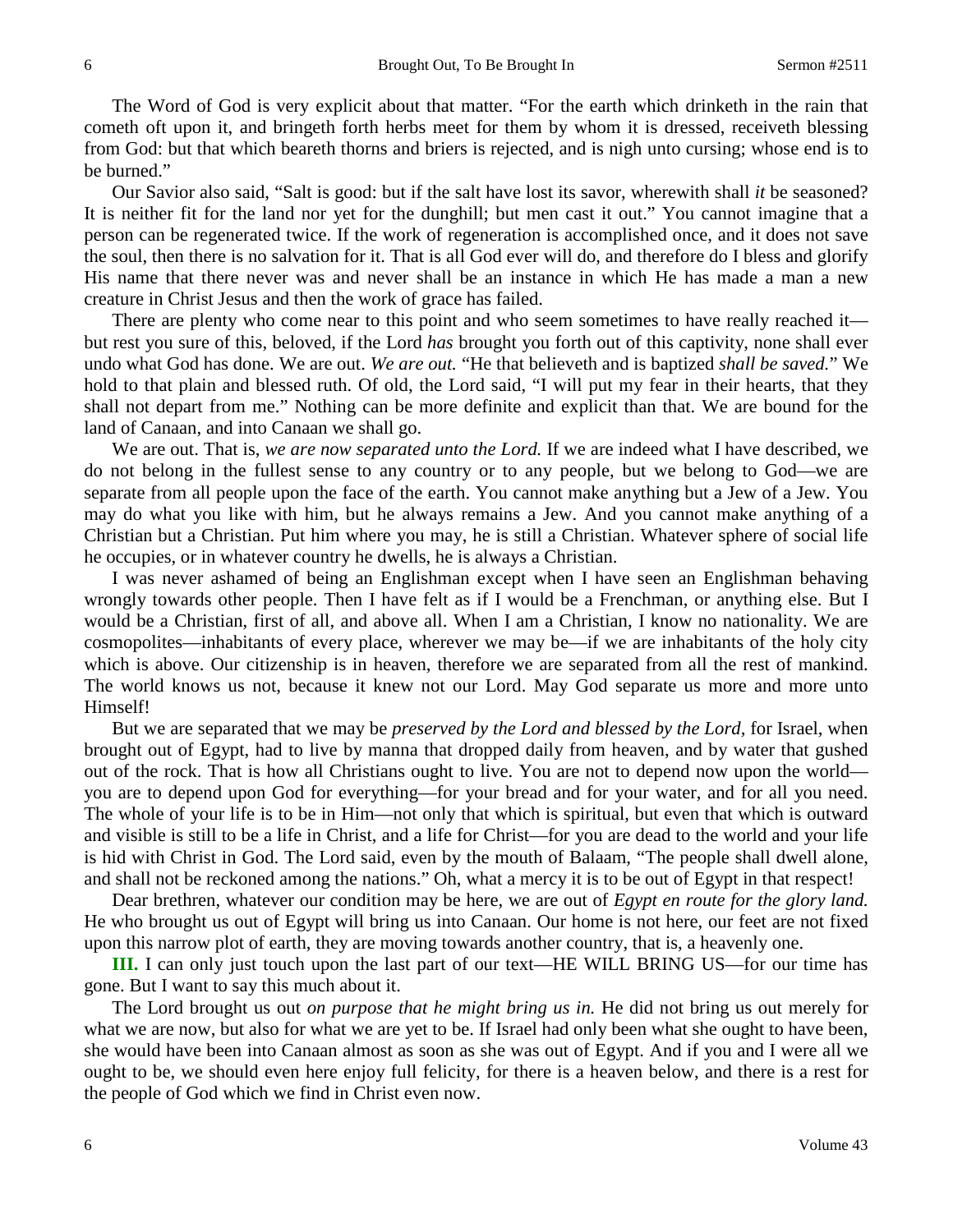The Word of God is very explicit about that matter. "For the earth which drinketh in the rain that cometh oft upon it, and bringeth forth herbs meet for them by whom it is dressed, receiveth blessing from God: but that which beareth thorns and briers is rejected, and is nigh unto cursing; whose end is to be burned."

Our Savior also said, "Salt is good: but if the salt have lost its savor, wherewith shall *it* be seasoned? It is neither fit for the land nor yet for the dunghill; but men cast it out." You cannot imagine that a person can be regenerated twice. If the work of regeneration is accomplished once, and it does not save the soul, then there is no salvation for it. That is all God ever will do, and therefore do I bless and glorify His name that there never was and never shall be an instance in which He has made a man a new creature in Christ Jesus and then the work of grace has failed.

There are plenty who come near to this point and who seem sometimes to have really reached it—but rest you sure of this, beloved, if the Lord *has* brought you forth out of this captivity, none shall ever undo what God has done. We are out. *We are out.* "He that believeth and is baptized *shall be saved.*" We hold to that plain and blessed ruth. Of old, the Lord said, "I will put my fear in their hearts, that they shall not depart from me." Nothing can be more definite and explicit than that. We are bound for the land of Canaan, and into Canaan we shall go.

We are out. That is, *we are now separated unto the Lord.* If we are indeed what I have described, we do not belong in the fullest sense to any country or to any people, but we belong to God—we are separate from all people upon the face of the earth. You cannot make anything but a Jew of a Jew. You may do what you like with him, but he always remains a Jew. And you cannot make anything of a Christian but a Christian. Put him where you may, he is still a Christian. Whatever sphere of social life he occupies, or in whatever country he dwells, he is always a Christian.

I was never ashamed of being an Englishman except when I have seen an Englishman behaving wrongly towards other people. Then I have felt as if I would be a Frenchman, or anything else. But I would be a Christian, first of all, and above all. When I am a Christian, I know no nationality. We are cosmopolites—inhabitants of every place, wherever we may be—if we are inhabitants of the holy city which is above. Our citizenship is in heaven, therefore we are separated from all the rest of mankind. The world knows us not, because it knew not our Lord. May God separate us more and more unto Himself!

But we are separated that we may be *preserved by the Lord and blessed by the Lord,* for Israel, when brought out of Egypt, had to live by manna that dropped daily from heaven, and by water that gushed out of the rock. That is how all Christians ought to live. You are not to depend now upon the world—you are to depend upon God for everything—for your bread and for your water, and for all you need. The whole of your life is to be in Him—not only that which is spiritual, but even that which is outward and visible is still to be a life in Christ, and a life for Christ—for you are dead to the world and your life is hid with Christ in God. The Lord said, even by the mouth of Balaam, "The people shall dwell alone, and shall not be reckoned among the nations." Oh, what a mercy it is to be out of Egypt in that respect!

Dear brethren, whatever our condition may be here, we are out of *Egypt en route for the glory land.* He who brought us out of Egypt will bring us into Canaan. Our home is not here, our feet are not fixed upon this narrow plot of earth, they are moving towards another country, that is, a heavenly one.

**III.** I can only just touch upon the last part of our text—HE WILL BRING US—for our time has gone. But I want to say this much about it.

The Lord brought us out *on purpose that he might bring us in.* He did not bring us out merely for what we are now, but also for what we are yet to be. If Israel had only been what she ought to have been, she would have been into Canaan almost as soon as she was out of Egypt. And if you and I were all we ought to be, we should even here enjoy full felicity, for there is a heaven below, and there is a rest for the people of God which we find in Christ even now.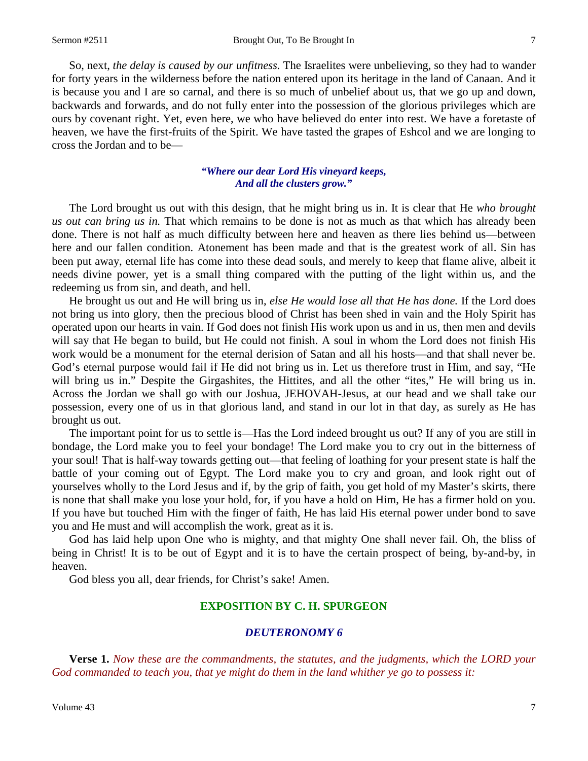So, next, *the delay is caused by our unfitness.* The Israelites were unbelieving, so they had to wander for forty years in the wilderness before the nation entered upon its heritage in the land of Canaan. And it is because you and I are so carnal, and there is so much of unbelief about us, that we go up and down, backwards and forwards, and do not fully enter into the possession of the glorious privileges which are ours by covenant right. Yet, even here, we who have believed do enter into rest. We have a foretaste of heaven, we have the first-fruits of the Spirit. We have tasted the grapes of Eshcol and we are longing to cross the Jordan and to be—

> ***"Where our dear Lord His vineyard keeps,***
> ***And all the clusters grow."***

The Lord brought us out with this design, that he might bring us in. It is clear that He *who brought us out can bring us in.* That which remains to be done is not as much as that which has already been done. There is not half as much difficulty between here and heaven as there lies behind us—between here and our fallen condition. Atonement has been made and that is the greatest work of all. Sin has been put away, eternal life has come into these dead souls, and merely to keep that flame alive, albeit it needs divine power, yet is a small thing compared with the putting of the light within us, and the redeeming us from sin, and death, and hell.

He brought us out and He will bring us in, *else He would lose all that He has done.* If the Lord does not bring us into glory, then the precious blood of Christ has been shed in vain and the Holy Spirit has operated upon our hearts in vain. If God does not finish His work upon us and in us, then men and devils will say that He began to build, but He could not finish. A soul in whom the Lord does not finish His work would be a monument for the eternal derision of Satan and all his hosts—and that shall never be. God's eternal purpose would fail if He did not bring us in. Let us therefore trust in Him, and say, "He will bring us in." Despite the Girgashites, the Hittites, and all the other "ites," He will bring us in. Across the Jordan we shall go with our Joshua, JEHOVAH-Jesus, at our head and we shall take our possession, every one of us in that glorious land, and stand in our lot in that day, as surely as He has brought us out.

The important point for us to settle is—Has the Lord indeed brought us out? If any of you are still in bondage, the Lord make you to feel your bondage! The Lord make you to cry out in the bitterness of your soul! That is half-way towards getting out—that feeling of loathing for your present state is half the battle of your coming out of Egypt. The Lord make you to cry and groan, and look right out of yourselves wholly to the Lord Jesus and if, by the grip of faith, you get hold of my Master's skirts, there is none that shall make you lose your hold, for, if you have a hold on Him, He has a firmer hold on you. If you have but touched Him with the finger of faith, He has laid His eternal power under bond to save you and He must and will accomplish the work, great as it is.

God has laid help upon One who is mighty, and that mighty One shall never fail. Oh, the bliss of being in Christ! It is to be out of Egypt and it is to have the certain prospect of being, by-and-by, in heaven.

God bless you all, dear friends, for Christ's sake! Amen.

## EXPOSITION BY C. H. SPURGEON

### *DEUTERONOMY 6*

**Verse 1.** *Now these are the commandments, the statutes, and the judgments, which the LORD your God commanded to teach you, that ye might do them in the land whither ye go to possess it:*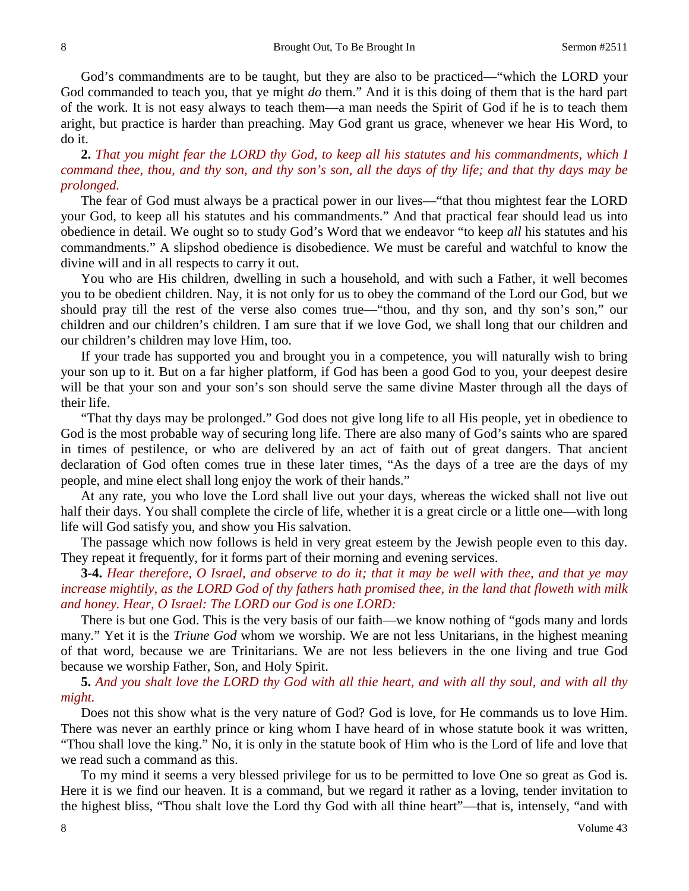God's commandments are to be taught, but they are also to be practiced—"which the LORD your God commanded to teach you, that ye might *do* them." And it is this doing of them that is the hard part of the work. It is not easy always to teach them—a man needs the Spirit of God if he is to teach them aright, but practice is harder than preaching. May God grant us grace, whenever we hear His Word, to do it.

**2.** *That you might fear the LORD thy God, to keep all his statutes and his commandments, which I command thee, thou, and thy son, and thy son's son, all the days of thy life; and that thy days may be prolonged.*

The fear of God must always be a practical power in our lives—"that thou mightest fear the LORD your God, to keep all his statutes and his commandments." And that practical fear should lead us into obedience in detail. We ought so to study God's Word that we endeavor "to keep *all* his statutes and his commandments." A slipshod obedience is disobedience. We must be careful and watchful to know the divine will and in all respects to carry it out.

You who are His children, dwelling in such a household, and with such a Father, it well becomes you to be obedient children. Nay, it is not only for us to obey the command of the Lord our God, but we should pray till the rest of the verse also comes true—"thou, and thy son, and thy son's son," our children and our children's children. I am sure that if we love God, we shall long that our children and our children's children may love Him, too.

If your trade has supported you and brought you in a competence, you will naturally wish to bring your son up to it. But on a far higher platform, if God has been a good God to you, your deepest desire will be that your son and your son's son should serve the same divine Master through all the days of their life.

"That thy days may be prolonged." God does not give long life to all His people, yet in obedience to God is the most probable way of securing long life. There are also many of God's saints who are spared in times of pestilence, or who are delivered by an act of faith out of great dangers. That ancient declaration of God often comes true in these later times, "As the days of a tree are the days of my people, and mine elect shall long enjoy the work of their hands."

At any rate, you who love the Lord shall live out your days, whereas the wicked shall not live out half their days. You shall complete the circle of life, whether it is a great circle or a little one—with long life will God satisfy you, and show you His salvation.

The passage which now follows is held in very great esteem by the Jewish people even to this day. They repeat it frequently, for it forms part of their morning and evening services.

**3-4.** *Hear therefore, O Israel, and observe to do it; that it may be well with thee, and that ye may increase mightily, as the LORD God of thy fathers hath promised thee, in the land that floweth with milk and honey. Hear, O Israel: The LORD our God is one LORD:*

There is but one God. This is the very basis of our faith—we know nothing of "gods many and lords many." Yet it is the *Triune God* whom we worship. We are not less Unitarians, in the highest meaning of that word, because we are Trinitarians. We are not less believers in the one living and true God because we worship Father, Son, and Holy Spirit.

**5.** *And you shalt love the LORD thy God with all thie heart, and with all thy soul, and with all thy might.*

Does not this show what is the very nature of God? God is love, for He commands us to love Him. There was never an earthly prince or king whom I have heard of in whose statute book it was written, "Thou shall love the king." No, it is only in the statute book of Him who is the Lord of life and love that we read such a command as this.

To my mind it seems a very blessed privilege for us to be permitted to love One so great as God is. Here it is we find our heaven. It is a command, but we regard it rather as a loving, tender invitation to the highest bliss, "Thou shalt love the Lord thy God with all thine heart"—that is, intensely, "and with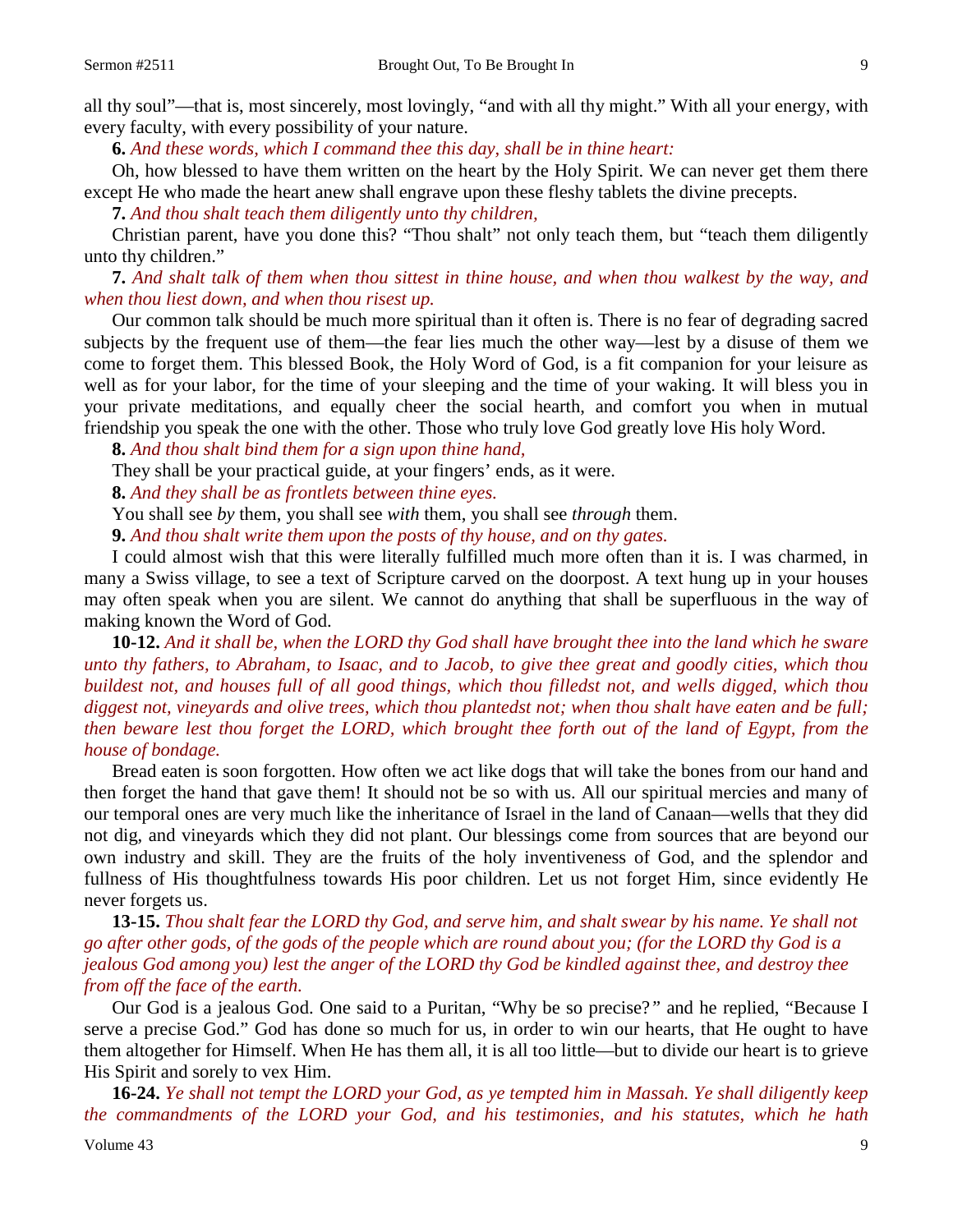all thy soul"—that is, most sincerely, most lovingly, "and with all thy might." With all your energy, with every faculty, with every possibility of your nature.

**6.** *And these words, which I command thee this day, shall be in thine heart:*

Oh, how blessed to have them written on the heart by the Holy Spirit. We can never get them there except He who made the heart anew shall engrave upon these fleshy tablets the divine precepts.

**7.** *And thou shalt teach them diligently unto thy children,*

Christian parent, have you done this? "Thou shalt" not only teach them, but "teach them diligently unto thy children."

**7.** *And shalt talk of them when thou sittest in thine house, and when thou walkest by the way, and when thou liest down, and when thou risest up.*

Our common talk should be much more spiritual than it often is. There is no fear of degrading sacred subjects by the frequent use of them—the fear lies much the other way—lest by a disuse of them we come to forget them. This blessed Book, the Holy Word of God, is a fit companion for your leisure as well as for your labor, for the time of your sleeping and the time of your waking. It will bless you in your private meditations, and equally cheer the social hearth, and comfort you when in mutual friendship you speak the one with the other. Those who truly love God greatly love His holy Word.

**8.** *And thou shalt bind them for a sign upon thine hand,*

They shall be your practical guide, at your fingers' ends, as it were.

**8.** *And they shall be as frontlets between thine eyes.*

You shall see *by* them, you shall see *with* them, you shall see *through* them.

**9.** *And thou shalt write them upon the posts of thy house, and on thy gates.*

I could almost wish that this were literally fulfilled much more often than it is. I was charmed, in many a Swiss village, to see a text of Scripture carved on the doorpost. A text hung up in your houses may often speak when you are silent. We cannot do anything that shall be superfluous in the way of making known the Word of God.

**10-12.** *And it shall be, when the LORD thy God shall have brought thee into the land which he sware unto thy fathers, to Abraham, to Isaac, and to Jacob, to give thee great and goodly cities, which thou buildest not, and houses full of all good things, which thou filledst not, and wells digged, which thou diggest not, vineyards and olive trees, which thou plantedst not; when thou shalt have eaten and be full; then beware lest thou forget the LORD, which brought thee forth out of the land of Egypt, from the house of bondage.*

Bread eaten is soon forgotten. How often we act like dogs that will take the bones from our hand and then forget the hand that gave them! It should not be so with us. All our spiritual mercies and many of our temporal ones are very much like the inheritance of Israel in the land of Canaan—wells that they did not dig, and vineyards which they did not plant. Our blessings come from sources that are beyond our own industry and skill. They are the fruits of the holy inventiveness of God, and the splendor and fullness of His thoughtfulness towards His poor children. Let us not forget Him, since evidently He never forgets us.

**13-15.** *Thou shalt fear the LORD thy God, and serve him, and shalt swear by his name. Ye shall not go after other gods, of the gods of the people which are round about you; (for the LORD thy God is a jealous God among you) lest the anger of the LORD thy God be kindled against thee, and destroy thee from off the face of the earth.*

Our God is a jealous God. One said to a Puritan, "Why be so precise?" and he replied, "Because I serve a precise God." God has done so much for us, in order to win our hearts, that He ought to have them altogether for Himself. When He has them all, it is all too little—but to divide our heart is to grieve His Spirit and sorely to vex Him.

**16-24.** *Ye shall not tempt the LORD your God, as ye tempted him in Massah. Ye shall diligently keep the commandments of the LORD your God, and his testimonies, and his statutes, which he hath*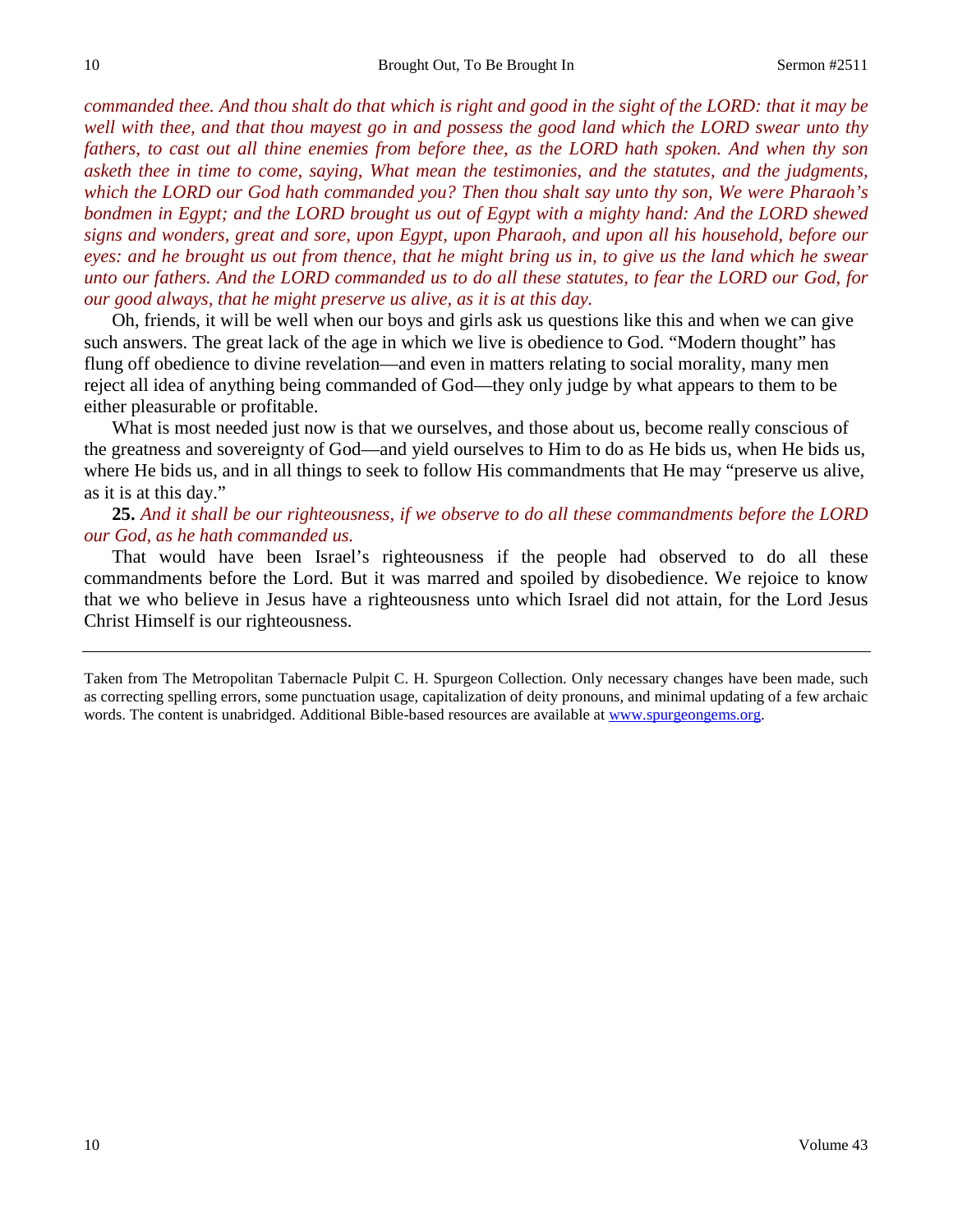*commanded thee. And thou shalt do that which is right and good in the sight of the LORD: that it may be well with thee, and that thou mayest go in and possess the good land which the LORD swear unto thy fathers, to cast out all thine enemies from before thee, as the LORD hath spoken. And when thy son asketh thee in time to come, saying, What mean the testimonies, and the statutes, and the judgments, which the LORD our God hath commanded you? Then thou shalt say unto thy son, We were Pharaoh's bondmen in Egypt; and the LORD brought us out of Egypt with a mighty hand: And the LORD shewed signs and wonders, great and sore, upon Egypt, upon Pharaoh, and upon all his household, before our eyes: and he brought us out from thence, that he might bring us in, to give us the land which he swear unto our fathers. And the LORD commanded us to do all these statutes, to fear the LORD our God, for our good always, that he might preserve us alive, as it is at this day.*

Oh, friends, it will be well when our boys and girls ask us questions like this and when we can give such answers. The great lack of the age in which we live is obedience to God. "Modern thought" has flung off obedience to divine revelation—and even in matters relating to social morality, many men reject all idea of anything being commanded of God—they only judge by what appears to them to be either pleasurable or profitable.

What is most needed just now is that we ourselves, and those about us, become really conscious of the greatness and sovereignty of God—and yield ourselves to Him to do as He bids us, when He bids us, where He bids us, and in all things to seek to follow His commandments that He may "preserve us alive, as it is at this day."

**25.** *And it shall be our righteousness, if we observe to do all these commandments before the LORD our God, as he hath commanded us.*

That would have been Israel's righteousness if the people had observed to do all these commandments before the Lord. But it was marred and spoiled by disobedience. We rejoice to know that we who believe in Jesus have a righteousness unto which Israel did not attain, for the Lord Jesus Christ Himself is our righteousness.

---

Taken from The Metropolitan Tabernacle Pulpit C. H. Spurgeon Collection. Only necessary changes have been made, such as correcting spelling errors, some punctuation usage, capitalization of deity pronouns, and minimal updating of a few archaic words. The content is unabridged. Additional Bible-based resources are available at www.spurgeongems.org.